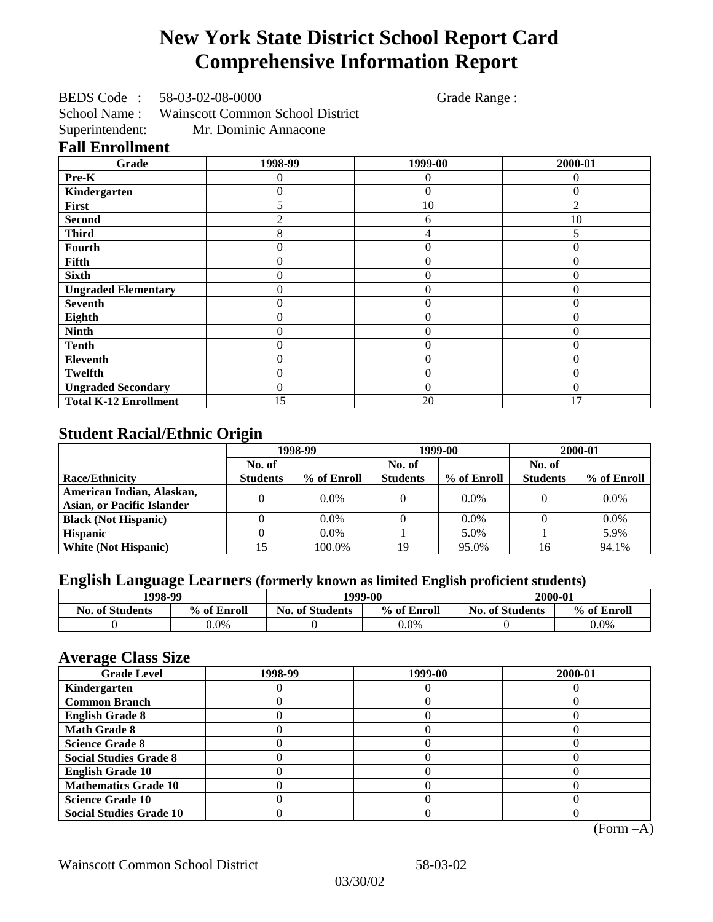# New York State District School Report Card
# Comprehensive Information Report

BEDS Code : 58-03-02-08-0000 Grade Range :

School Name : Wainscott Common School District

Superintendent: Mr. Dominic Annacone

## Fall Enrollment

| Grade | 1998-99 | 1999-00 | 2000-01 |
|---|---|---|---|
| Pre-K | 0 | 0 | 0 |
| Kindergarten | 0 | 0 | 0 |
| First | 5 | 10 | 2 |
| Second | 2 | 6 | 10 |
| Third | 8 | 4 | 5 |
| Fourth | 0 | 0 | 0 |
| Fifth | 0 | 0 | 0 |
| Sixth | 0 | 0 | 0 |
| Ungraded Elementary | 0 | 0 | 0 |
| Seventh | 0 | 0 | 0 |
| Eighth | 0 | 0 | 0 |
| Ninth | 0 | 0 | 0 |
| Tenth | 0 | 0 | 0 |
| Eleventh | 0 | 0 | 0 |
| Twelfth | 0 | 0 | 0 |
| Ungraded Secondary | 0 | 0 | 0 |
| Total K-12 Enrollment | 15 | 20 | 17 |

## Student Racial/Ethnic Origin

| | 1998-99 | | 1999-00 | | 2000-01 | |
|---|---|---|---|---|---|---|
| Race/Ethnicity | No. of Students | % of Enroll | No. of Students | % of Enroll | No. of Students | % of Enroll |
| American Indian, Alaskan, Asian, or Pacific Islander | 0 | 0.0% | 0 | 0.0% | 0 | 0.0% |
| Black (Not Hispanic) | 0 | 0.0% | 0 | 0.0% | 0 | 0.0% |
| Hispanic | 0 | 0.0% | 1 | 5.0% | 1 | 5.9% |
| White (Not Hispanic) | 15 | 100.0% | 19 | 95.0% | 16 | 94.1% |

## English Language Learners (formerly known as limited English proficient students)

| 1998-99 | | 1999-00 | | 2000-01 | |
|---|---|---|---|---|---|
| No. of Students | % of Enroll | No. of Students | % of Enroll | No. of Students | % of Enroll |
| 0 | 0.0% | 0 | 0.0% | 0 | 0.0% |

## Average Class Size

| Grade Level | 1998-99 | 1999-00 | 2000-01 |
|---|---|---|---|
| Kindergarten | 0 | 0 | 0 |
| Common Branch | 0 | 0 | 0 |
| English Grade 8 | 0 | 0 | 0 |
| Math Grade 8 | 0 | 0 | 0 |
| Science Grade 8 | 0 | 0 | 0 |
| Social Studies Grade 8 | 0 | 0 | 0 |
| English Grade 10 | 0 | 0 | 0 |
| Mathematics Grade 10 | 0 | 0 | 0 |
| Science Grade 10 | 0 | 0 | 0 |
| Social Studies Grade 10 | 0 | 0 | 0 |

(Form –A)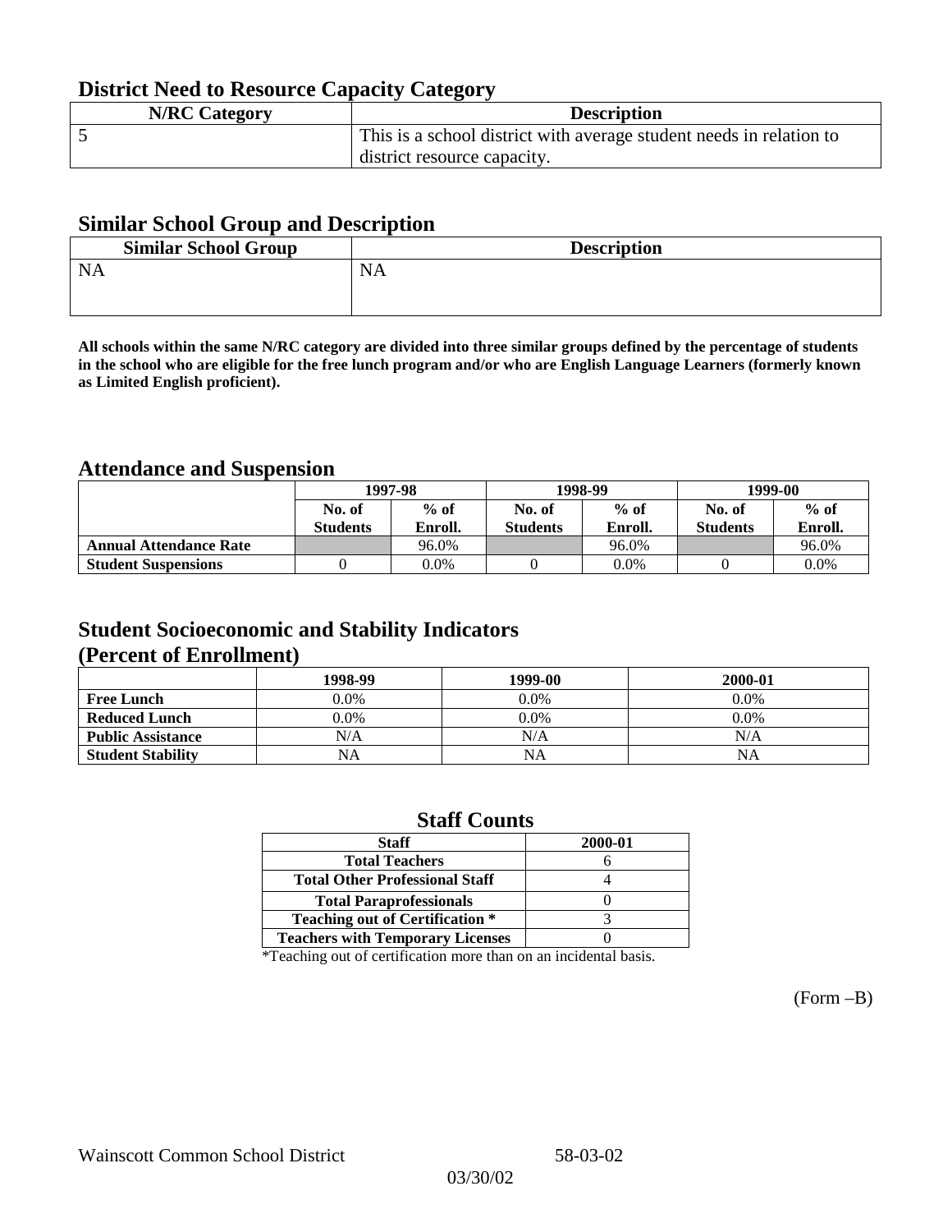## District Need to Resource Capacity Category

| N/RC Category | Description |
|---|---|
| 5 | This is a school district with average student needs in relation to district resource capacity. |

## Similar School Group and Description

| Similar School Group | Description |
|---|---|
| NA | NA |

**All schools within the same N/RC category are divided into three similar groups defined by the percentage of students in the school who are eligible for the free lunch program and/or who are English Language Learners (formerly known as Limited English proficient).**

## Attendance and Suspension

| | 1997-98 | | 1998-99 | | 1999-00 | |
|---|---|---|---|---|---|---|
| | No. of Students | % of Enroll. | No. of Students | % of Enroll. | No. of Students | % of Enroll. |
| **Annual Attendance Rate** | | 96.0% | | 96.0% | | 96.0% |
| **Student Suspensions** | 0 | 0.0% | 0 | 0.0% | 0 | 0.0% |

## Student Socioeconomic and Stability Indicators (Percent of Enrollment)

| | 1998-99 | 1999-00 | 2000-01 |
|---|---|---|---|
| **Free Lunch** | 0.0% | 0.0% | 0.0% |
| **Reduced Lunch** | 0.0% | 0.0% | 0.0% |
| **Public Assistance** | N/A | N/A | N/A |
| **Student Stability** | NA | NA | NA |

## Staff Counts

| Staff | 2000-01 |
|---|---|
| Total Teachers | 6 |
| Total Other Professional Staff | 4 |
| Total Paraprofessionals | 0 |
| Teaching out of Certification * | 3 |
| Teachers with Temporary Licenses | 0 |

*Teaching out of certification more than on an incidental basis.

(Form –B)

Wainscott Common School District 58-03-02

03/30/02